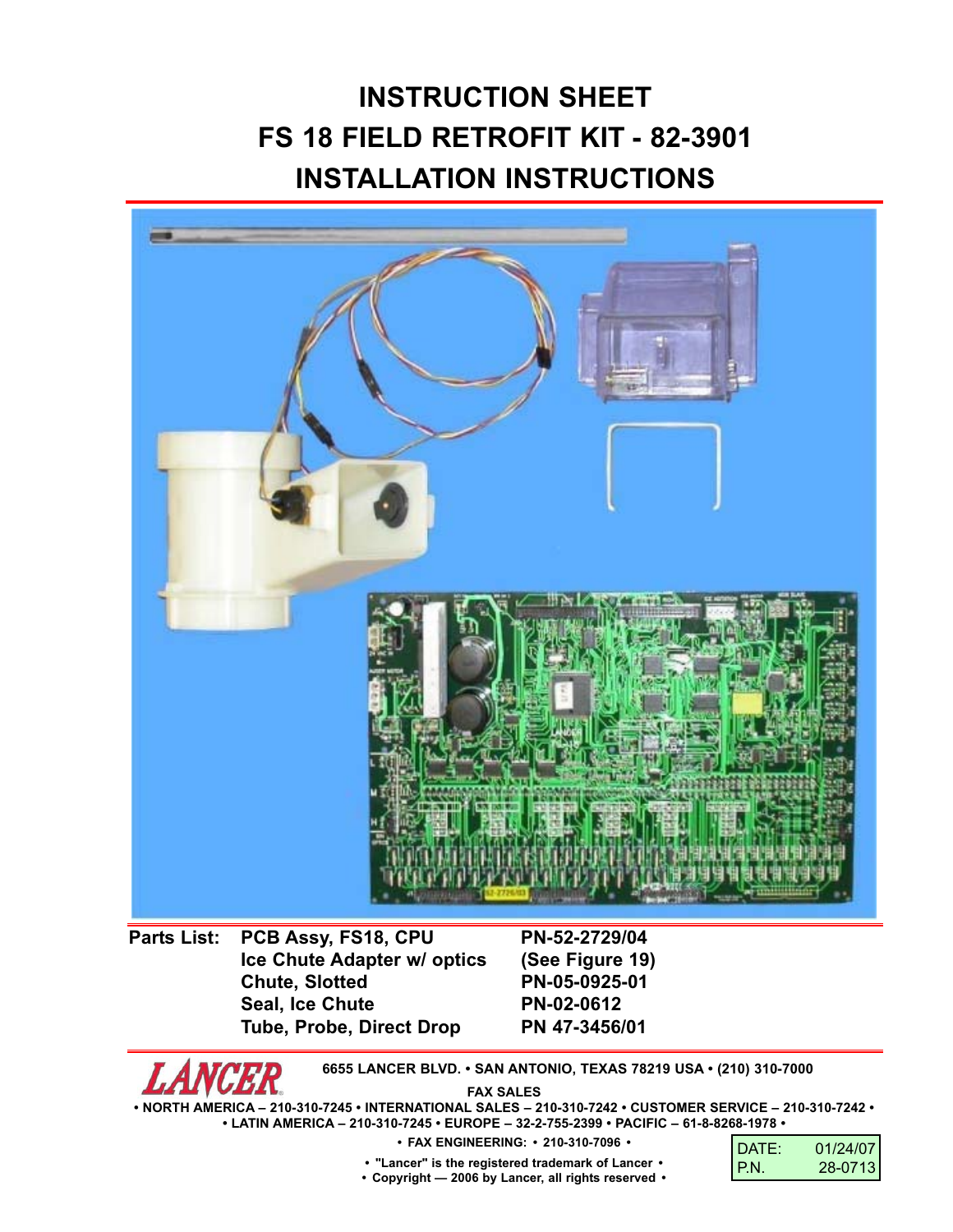# INSTRUCTION SHEET
# FS 18 FIELD RETROFIT KIT - 82-3901
# INSTALLATION INSTRUCTIONS

**Parts List:**

| Part | Number |
|---|---|
| PCB Assy, FS18, CPU | PN-52-2729/04 |
| Ice Chute Adapter w/ optics | (See Figure 19) |
| Chute, Slotted | PN-05-0925-01 |
| Seal, Ice Chute | PN-02-0612 |
| Tube, Probe, Direct Drop | PN 47-3456/01 |

**LANCER**

6655 LANCER BLVD. • SAN ANTONIO, TEXAS 78219 USA • (210) 310-7000

FAX SALES

• NORTH AMERICA – 210-310-7245 • INTERNATIONAL SALES – 210-310-7242 • CUSTOMER SERVICE – 210-310-7242 •
• LATIN AMERICA – 210-310-7245 • EUROPE – 32-2-755-2399 • PACIFIC – 61-8-8268-1978 •

• FAX ENGINEERING: • 210-310-7096 •

• "Lancer" is the registered trademark of Lancer •
• Copyright — 2006 by Lancer, all rights reserved •

| DATE: | 01/24/07 |
|---|---|
| P.N. | 28-0713 |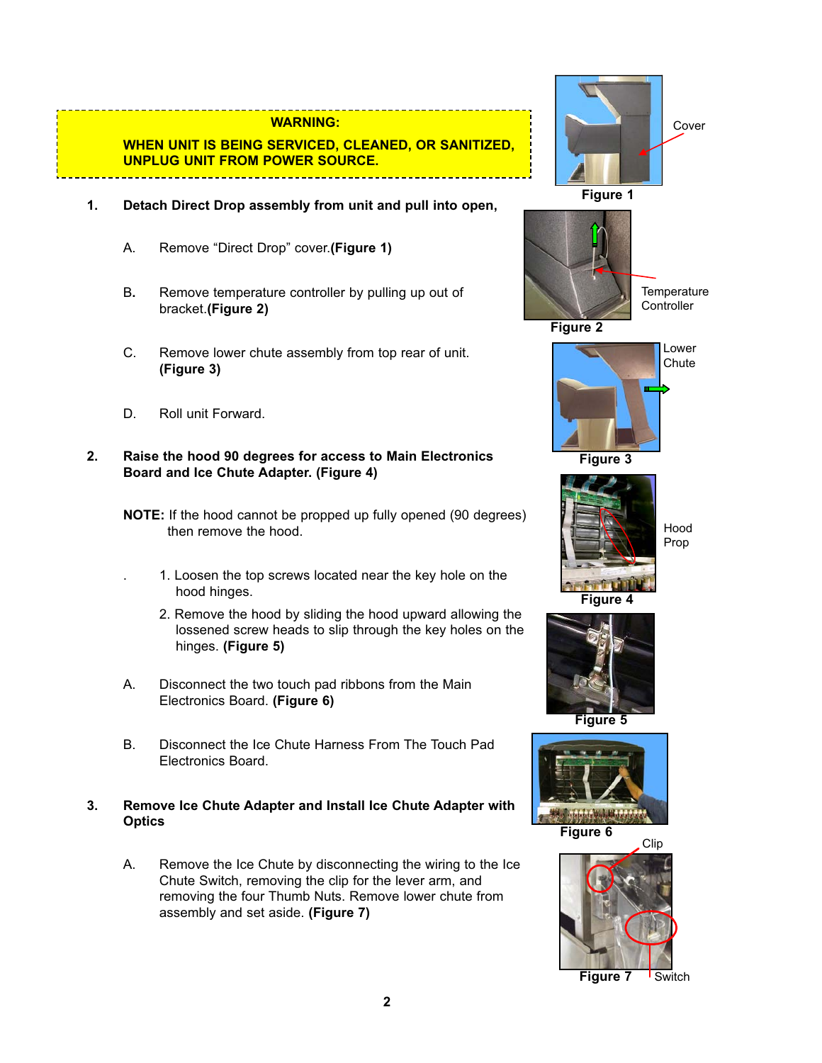**WARNING:**

**WHEN UNIT IS BEING SERVICED, CLEANED, OR SANITIZED, UNPLUG UNIT FROM POWER SOURCE.**

**1. Detach Direct Drop assembly from unit and pull into open,**

A. Remove "Direct Drop" cover.**(Figure 1)**

B. Remove temperature controller by pulling up out of bracket.**(Figure 2)**

C. Remove lower chute assembly from top rear of unit. **(Figure 3)**

D. Roll unit Forward.

**2. Raise the hood 90 degrees for access to Main Electronics Board and Ice Chute Adapter. (Figure 4)**

**NOTE:** If the hood cannot be propped up fully opened (90 degrees) then remove the hood.

1. Loosen the top screws located near the key hole on the hood hinges.
2. Remove the hood by sliding the hood upward allowing the lossened screw heads to slip through the key holes on the hinges. **(Figure 5)**

A. Disconnect the two touch pad ribbons from the Main Electronics Board. **(Figure 6)**

B. Disconnect the Ice Chute Harness From The Touch Pad Electronics Board.

**3. Remove Ice Chute Adapter and Install Ice Chute Adapter with Optics**

A. Remove the Ice Chute by disconnecting the wiring to the Ice Chute Switch, removing the clip for the lever arm, and removing the four Thumb Nuts. Remove lower chute from assembly and set aside. **(Figure 7)**

Cover

**Figure 1**

Temperature Controller

**Figure 2**

Lower Chute

**Figure 3**

Hood Prop

**Figure 4**

**Figure 5**

**Figure 6**

Clip

Switch

**Figure 7**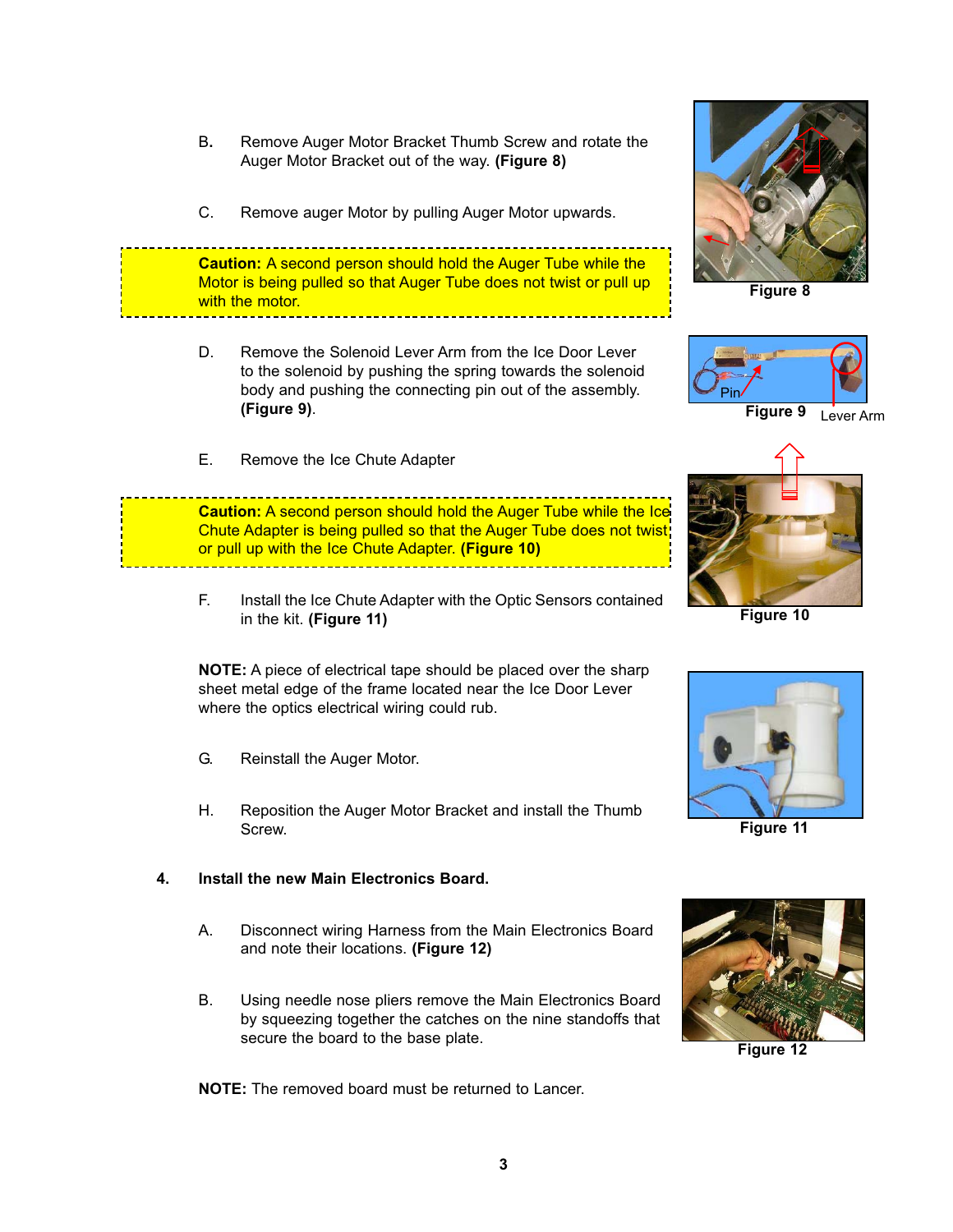B. Remove Auger Motor Bracket Thumb Screw and rotate the Auger Motor Bracket out of the way. **(Figure 8)**

C. Remove auger Motor by pulling Auger Motor upwards.

> **Caution:** A second person should hold the Auger Tube while the Motor is being pulled so that Auger Tube does not twist or pull up with the motor.

Figure 8

D. Remove the Solenoid Lever Arm from the Ice Door Lever to the solenoid by pushing the spring towards the solenoid body and pushing the connecting pin out of the assembly. **(Figure 9)**.

Pin

Figure 9

Lever Arm

E. Remove the Ice Chute Adapter

> **Caution:** A second person should hold the Auger Tube while the Ice Chute Adapter is being pulled so that the Auger Tube does not twist or pull up with the Ice Chute Adapter. **(Figure 10)**

Figure 10

F. Install the Ice Chute Adapter with the Optic Sensors contained in the kit. **(Figure 11)**

**NOTE:** A piece of electrical tape should be placed over the sharp sheet metal edge of the frame located near the Ice Door Lever where the optics electrical wiring could rub.

Figure 11

G. Reinstall the Auger Motor.

H. Reposition the Auger Motor Bracket and install the Thumb Screw.

**4. Install the new Main Electronics Board.**

A. Disconnect wiring Harness from the Main Electronics Board and note their locations. **(Figure 12)**

B. Using needle nose pliers remove the Main Electronics Board by squeezing together the catches on the nine standoffs that secure the board to the base plate.

Figure 12

**NOTE:** The removed board must be returned to Lancer.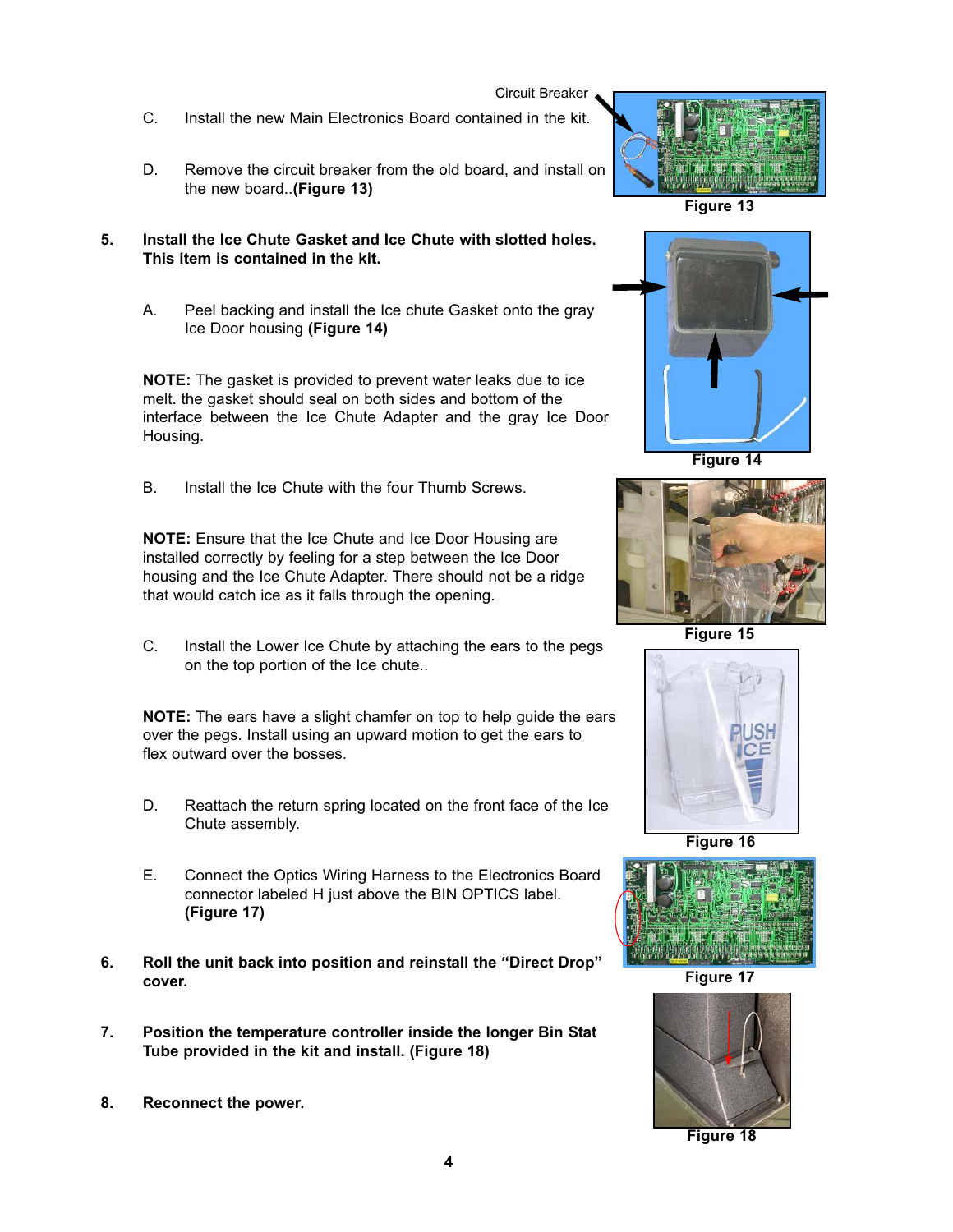C. Install the new Main Electronics Board contained in the kit.

D. Remove the circuit breaker from the old board, and install on the new board..**(Figure 13)**

Circuit Breaker

Figure 13

**5. Install the Ice Chute Gasket and Ice Chute with slotted holes. This item is contained in the kit.**

A. Peel backing and install the Ice chute Gasket onto the gray Ice Door housing **(Figure 14)**

**NOTE:** The gasket is provided to prevent water leaks due to ice melt. the gasket should seal on both sides and bottom of the interface between the Ice Chute Adapter and the gray Ice Door Housing.

Figure 14

B. Install the Ice Chute with the four Thumb Screws.

**NOTE:** Ensure that the Ice Chute and Ice Door Housing are installed correctly by feeling for a step between the Ice Door housing and the Ice Chute Adapter. There should not be a ridge that would catch ice as it falls through the opening.

Figure 15

C. Install the Lower Ice Chute by attaching the ears to the pegs on the top portion of the Ice chute..

**NOTE:** The ears have a slight chamfer on top to help guide the ears over the pegs. Install using an upward motion to get the ears to flex outward over the bosses.

D. Reattach the return spring located on the front face of the Ice Chute assembly.

Figure 16

E. Connect the Optics Wiring Harness to the Electronics Board connector labeled H just above the BIN OPTICS label. **(Figure 17)**

Figure 17

**6. Roll the unit back into position and reinstall the "Direct Drop" cover.**

**7. Position the temperature controller inside the longer Bin Stat Tube provided in the kit and install. (Figure 18)**

**8. Reconnect the power.**

Figure 18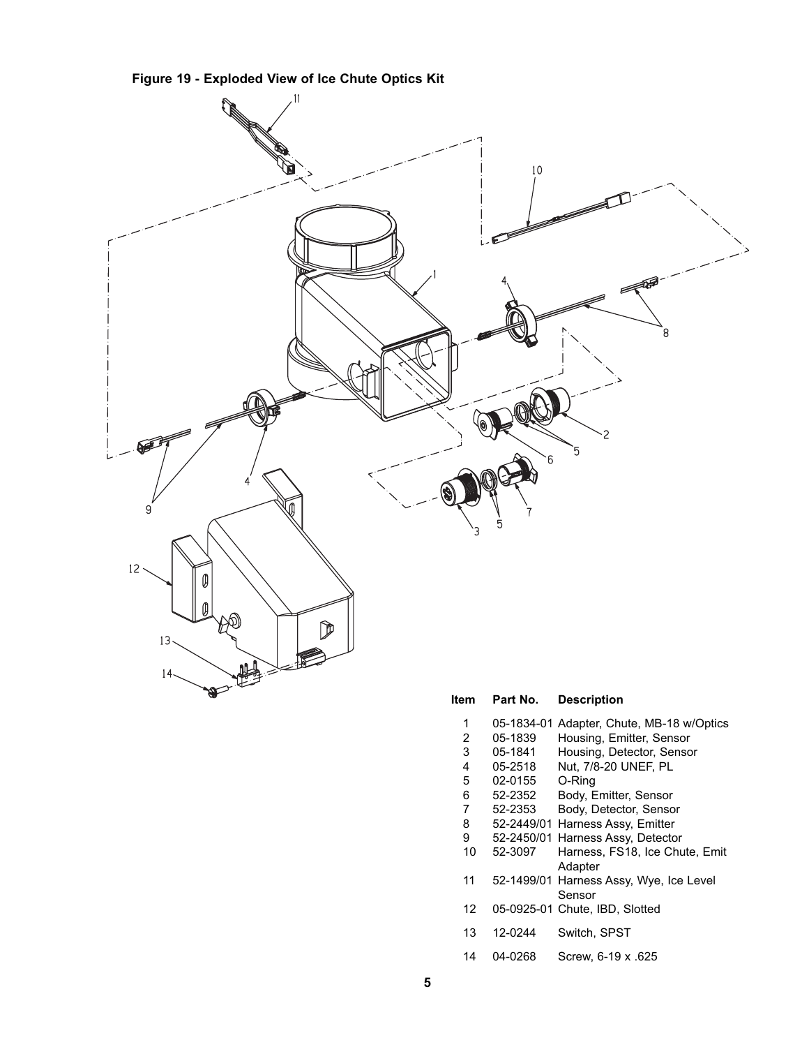**Figure 19 - Exploded View of Ice Chute Optics Kit**

| Item | Part No. | Description |
|---|---|---|
| 1 | 05-1834-01 | Adapter, Chute, MB-18 w/Optics |
| 2 | 05-1839 | Housing, Emitter, Sensor |
| 3 | 05-1841 | Housing, Detector, Sensor |
| 4 | 05-2518 | Nut, 7/8-20 UNEF, PL |
| 5 | 02-0155 | O-Ring |
| 6 | 52-2352 | Body, Emitter, Sensor |
| 7 | 52-2353 | Body, Detector, Sensor |
| 8 | 52-2449/01 | Harness Assy, Emitter |
| 9 | 52-2450/01 | Harness Assy, Detector |
| 10 | 52-3097 | Harness, FS18, Ice Chute, Emit Adapter |
| 11 | 52-1499/01 | Harness Assy, Wye, Ice Level Sensor |
| 12 | 05-0925-01 | Chute, IBD, Slotted |
| 13 | 12-0244 | Switch, SPST |
| 14 | 04-0268 | Screw, 6-19 x .625 |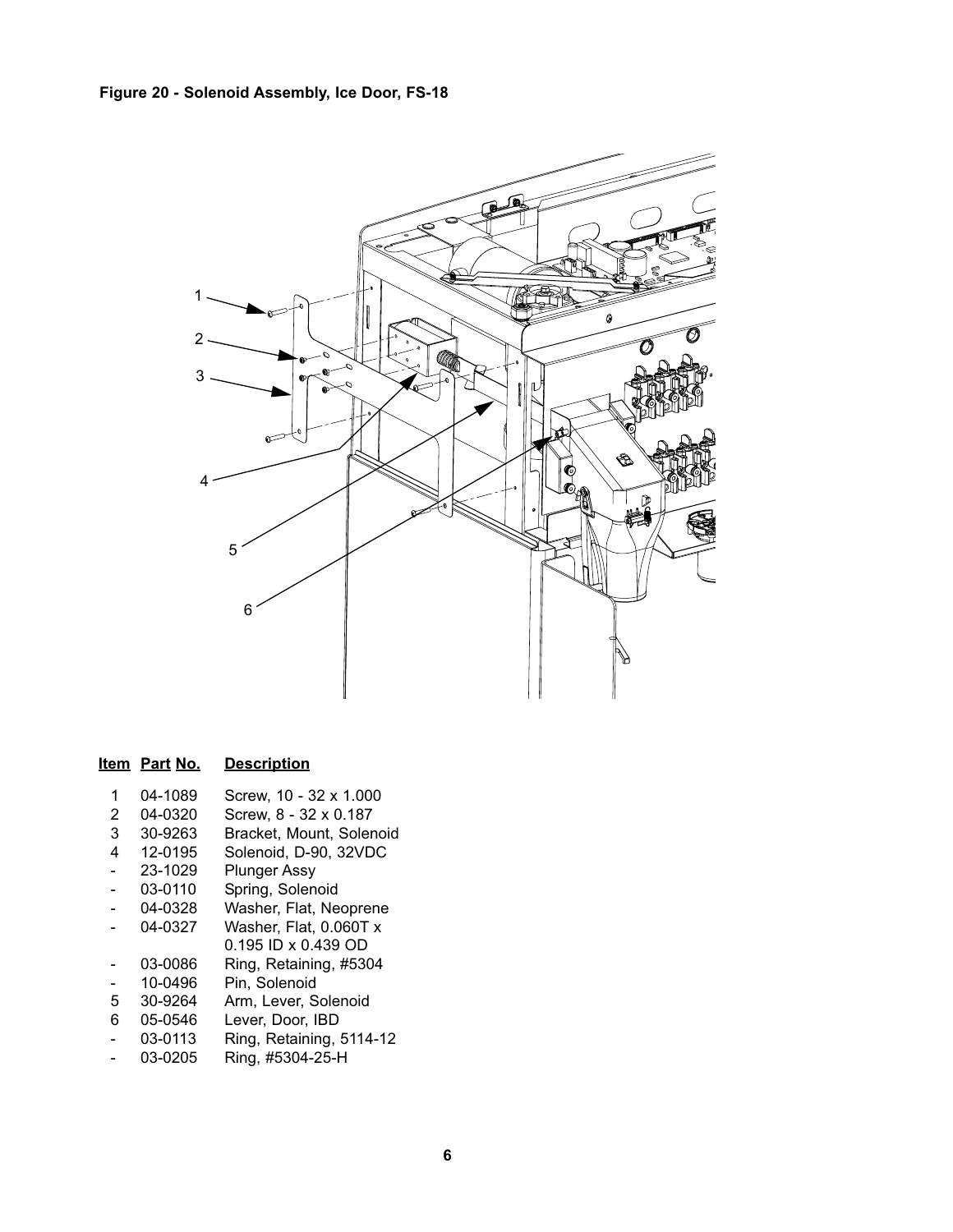**Figure 20 - Solenoid Assembly, Ice Door, FS-18**

1
2
3
4
5
6

| Item | Part No. | Description |
|---|---|---|
| 1 | 04-1089 | Screw, 10 - 32 x 1.000 |
| 2 | 04-0320 | Screw, 8 - 32 x 0.187 |
| 3 | 30-9263 | Bracket, Mount, Solenoid |
| 4 | 12-0195 | Solenoid, D-90, 32VDC |
| - | 23-1029 | Plunger Assy |
| - | 03-0110 | Spring, Solenoid |
| - | 04-0328 | Washer, Flat, Neoprene |
| - | 04-0327 | Washer, Flat, 0.060T x 0.195 ID x 0.439 OD |
| - | 03-0086 | Ring, Retaining, #5304 |
| - | 10-0496 | Pin, Solenoid |
| 5 | 30-9264 | Arm, Lever, Solenoid |
| 6 | 05-0546 | Lever, Door, IBD |
| - | 03-0113 | Ring, Retaining, 5114-12 |
| - | 03-0205 | Ring, #5304-25-H |